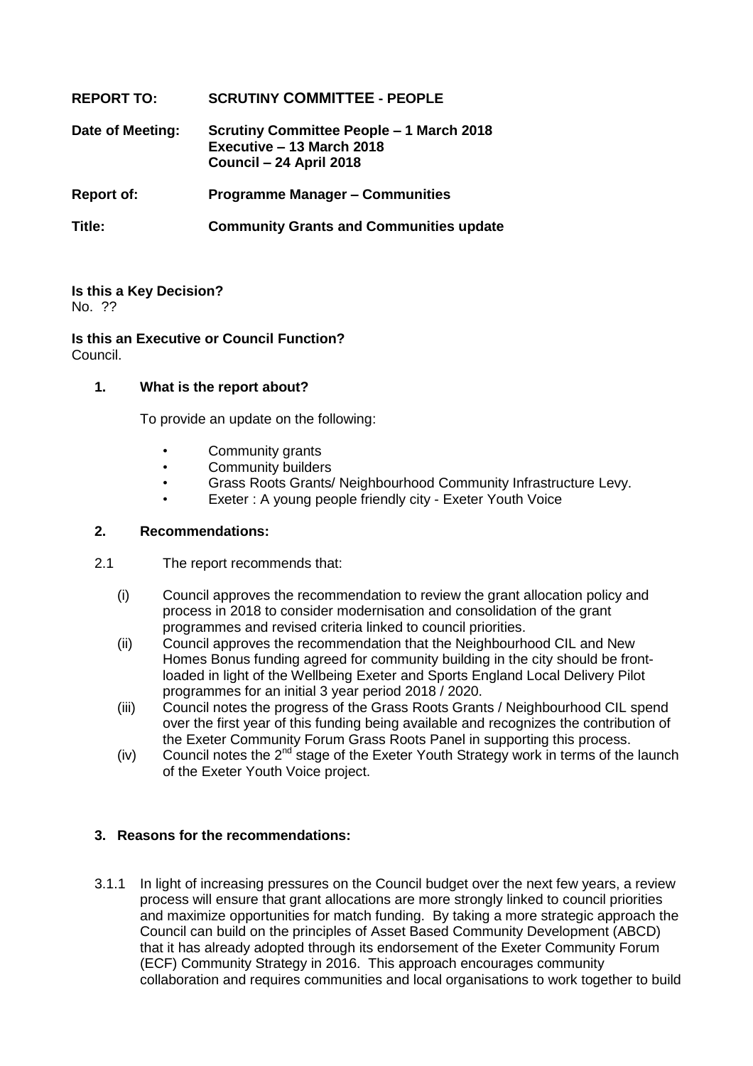**REPORT TO:** **SCRUTINY COMMITTEE - PEOPLE**

**Date of Meeting:** **Scrutiny Committee People – 1 March 2018**
**Executive – 13 March 2018**
**Council – 24 April 2018**

**Report of:** **Programme Manager – Communities**

**Title:** **Community Grants and Communities update**

**Is this a Key Decision?**
No. ??

**Is this an Executive or Council Function?**
Council.

## 1. What is the report about?

To provide an update on the following:

- Community grants
- Community builders
- Grass Roots Grants/ Neighbourhood Community Infrastructure Levy.
- Exeter : A young people friendly city - Exeter Youth Voice

## 2. Recommendations:

2.1 The report recommends that:

(i) Council approves the recommendation to review the grant allocation policy and process in 2018 to consider modernisation and consolidation of the grant programmes and revised criteria linked to council priorities.

(ii) Council approves the recommendation that the Neighbourhood CIL and New Homes Bonus funding agreed for community building in the city should be front-loaded in light of the Wellbeing Exeter and Sports England Local Delivery Pilot programmes for an initial 3 year period 2018 / 2020.

(iii) Council notes the progress of the Grass Roots Grants / Neighbourhood CIL spend over the first year of this funding being available and recognizes the contribution of the Exeter Community Forum Grass Roots Panel in supporting this process.

(iv) Council notes the 2nd stage of the Exeter Youth Strategy work in terms of the launch of the Exeter Youth Voice project.

## 3. Reasons for the recommendations:

3.1.1 In light of increasing pressures on the Council budget over the next few years, a review process will ensure that grant allocations are more strongly linked to council priorities and maximize opportunities for match funding. By taking a more strategic approach the Council can build on the principles of Asset Based Community Development (ABCD) that it has already adopted through its endorsement of the Exeter Community Forum (ECF) Community Strategy in 2016. This approach encourages community collaboration and requires communities and local organisations to work together to build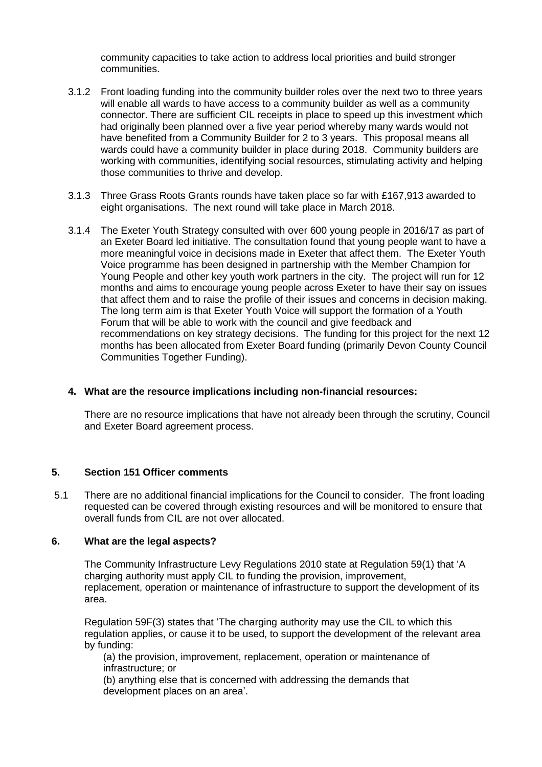community capacities to take action to address local priorities and build stronger communities.

3.1.2 Front loading funding into the community builder roles over the next two to three years will enable all wards to have access to a community builder as well as a community connector. There are sufficient CIL receipts in place to speed up this investment which had originally been planned over a five year period whereby many wards would not have benefited from a Community Builder for 2 to 3 years. This proposal means all wards could have a community builder in place during 2018. Community builders are working with communities, identifying social resources, stimulating activity and helping those communities to thrive and develop.

3.1.3 Three Grass Roots Grants rounds have taken place so far with £167,913 awarded to eight organisations. The next round will take place in March 2018.

3.1.4 The Exeter Youth Strategy consulted with over 600 young people in 2016/17 as part of an Exeter Board led initiative. The consultation found that young people want to have a more meaningful voice in decisions made in Exeter that affect them. The Exeter Youth Voice programme has been designed in partnership with the Member Champion for Young People and other key youth work partners in the city. The project will run for 12 months and aims to encourage young people across Exeter to have their say on issues that affect them and to raise the profile of their issues and concerns in decision making. The long term aim is that Exeter Youth Voice will support the formation of a Youth Forum that will be able to work with the council and give feedback and recommendations on key strategy decisions. The funding for this project for the next 12 months has been allocated from Exeter Board funding (primarily Devon County Council Communities Together Funding).

## 4. What are the resource implications including non-financial resources:

There are no resource implications that have not already been through the scrutiny, Council and Exeter Board agreement process.

## 5. Section 151 Officer comments

5.1 There are no additional financial implications for the Council to consider. The front loading requested can be covered through existing resources and will be monitored to ensure that overall funds from CIL are not over allocated.

## 6. What are the legal aspects?

The Community Infrastructure Levy Regulations 2010 state at Regulation 59(1) that 'A charging authority must apply CIL to funding the provision, improvement, replacement, operation or maintenance of infrastructure to support the development of its area.

Regulation 59F(3) states that 'The charging authority may use the CIL to which this regulation applies, or cause it to be used, to support the development of the relevant area by funding:

(a) the provision, improvement, replacement, operation or maintenance of infrastructure; or

(b) anything else that is concerned with addressing the demands that development places on an area'.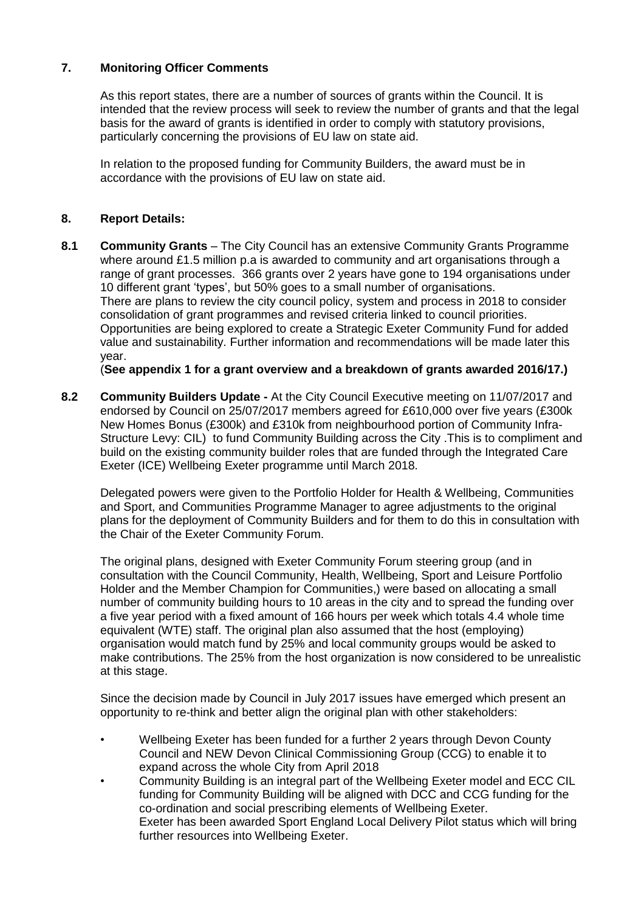## 7. Monitoring Officer Comments

As this report states, there are a number of sources of grants within the Council. It is intended that the review process will seek to review the number of grants and that the legal basis for the award of grants is identified in order to comply with statutory provisions, particularly concerning the provisions of EU law on state aid.

In relation to the proposed funding for Community Builders, the award must be in accordance with the provisions of EU law on state aid.

## 8. Report Details:

**8.1 Community Grants** – The City Council has an extensive Community Grants Programme where around £1.5 million p.a is awarded to community and art organisations through a range of grant processes. 366 grants over 2 years have gone to 194 organisations under 10 different grant 'types', but 50% goes to a small number of organisations.
There are plans to review the city council policy, system and process in 2018 to consider consolidation of grant programmes and revised criteria linked to council priorities. Opportunities are being explored to create a Strategic Exeter Community Fund for added value and sustainability. Further information and recommendations will be made later this year.
(**See appendix 1 for a grant overview and a breakdown of grants awarded 2016/17.)**

**8.2 Community Builders Update -** At the City Council Executive meeting on 11/07/2017 and endorsed by Council on 25/07/2017 members agreed for £610,000 over five years (£300k New Homes Bonus (£300k) and £310k from neighbourhood portion of Community Infra-Structure Levy: CIL) to fund Community Building across the City .This is to compliment and build on the existing community builder roles that are funded through the Integrated Care Exeter (ICE) Wellbeing Exeter programme until March 2018.

Delegated powers were given to the Portfolio Holder for Health & Wellbeing, Communities and Sport, and Communities Programme Manager to agree adjustments to the original plans for the deployment of Community Builders and for them to do this in consultation with the Chair of the Exeter Community Forum.

The original plans, designed with Exeter Community Forum steering group (and in consultation with the Council Community, Health, Wellbeing, Sport and Leisure Portfolio Holder and the Member Champion for Communities,) were based on allocating a small number of community building hours to 10 areas in the city and to spread the funding over a five year period with a fixed amount of 166 hours per week which totals 4.4 whole time equivalent (WTE) staff. The original plan also assumed that the host (employing) organisation would match fund by 25% and local community groups would be asked to make contributions. The 25% from the host organization is now considered to be unrealistic at this stage.

Since the decision made by Council in July 2017 issues have emerged which present an opportunity to re-think and better align the original plan with other stakeholders:

- Wellbeing Exeter has been funded for a further 2 years through Devon County Council and NEW Devon Clinical Commissioning Group (CCG) to enable it to expand across the whole City from April 2018
- Community Building is an integral part of the Wellbeing Exeter model and ECC CIL funding for Community Building will be aligned with DCC and CCG funding for the co-ordination and social prescribing elements of Wellbeing Exeter.
  Exeter has been awarded Sport England Local Delivery Pilot status which will bring further resources into Wellbeing Exeter.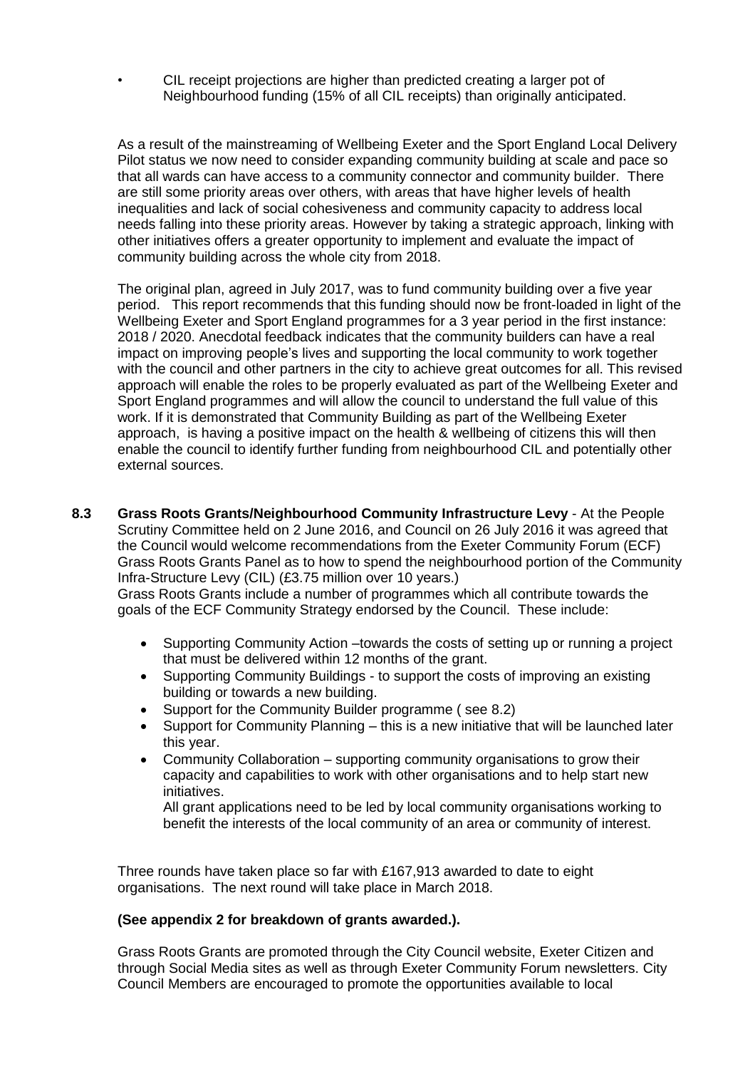- CIL receipt projections are higher than predicted creating a larger pot of Neighbourhood funding (15% of all CIL receipts) than originally anticipated.

As a result of the mainstreaming of Wellbeing Exeter and the Sport England Local Delivery Pilot status we now need to consider expanding community building at scale and pace so that all wards can have access to a community connector and community builder. There are still some priority areas over others, with areas that have higher levels of health inequalities and lack of social cohesiveness and community capacity to address local needs falling into these priority areas. However by taking a strategic approach, linking with other initiatives offers a greater opportunity to implement and evaluate the impact of community building across the whole city from 2018.

The original plan, agreed in July 2017, was to fund community building over a five year period. This report recommends that this funding should now be front-loaded in light of the Wellbeing Exeter and Sport England programmes for a 3 year period in the first instance: 2018 / 2020. Anecdotal feedback indicates that the community builders can have a real impact on improving people's lives and supporting the local community to work together with the council and other partners in the city to achieve great outcomes for all. This revised approach will enable the roles to be properly evaluated as part of the Wellbeing Exeter and Sport England programmes and will allow the council to understand the full value of this work. If it is demonstrated that Community Building as part of the Wellbeing Exeter approach, is having a positive impact on the health & wellbeing of citizens this will then enable the council to identify further funding from neighbourhood CIL and potentially other external sources.

**8.3 Grass Roots Grants/Neighbourhood Community Infrastructure Levy** - At the People Scrutiny Committee held on 2 June 2016, and Council on 26 July 2016 it was agreed that the Council would welcome recommendations from the Exeter Community Forum (ECF) Grass Roots Grants Panel as to how to spend the neighbourhood portion of the Community Infra-Structure Levy (CIL) (£3.75 million over 10 years.)
Grass Roots Grants include a number of programmes which all contribute towards the goals of the ECF Community Strategy endorsed by the Council. These include:

- Supporting Community Action –towards the costs of setting up or running a project that must be delivered within 12 months of the grant.
- Supporting Community Buildings - to support the costs of improving an existing building or towards a new building.
- Support for the Community Builder programme ( see 8.2)
- Support for Community Planning – this is a new initiative that will be launched later this year.
- Community Collaboration – supporting community organisations to grow their capacity and capabilities to work with other organisations and to help start new initiatives.
  All grant applications need to be led by local community organisations working to benefit the interests of the local community of an area or community of interest.

Three rounds have taken place so far with £167,913 awarded to date to eight organisations. The next round will take place in March 2018.

**(See appendix 2 for breakdown of grants awarded.).**

Grass Roots Grants are promoted through the City Council website, Exeter Citizen and through Social Media sites as well as through Exeter Community Forum newsletters. City Council Members are encouraged to promote the opportunities available to local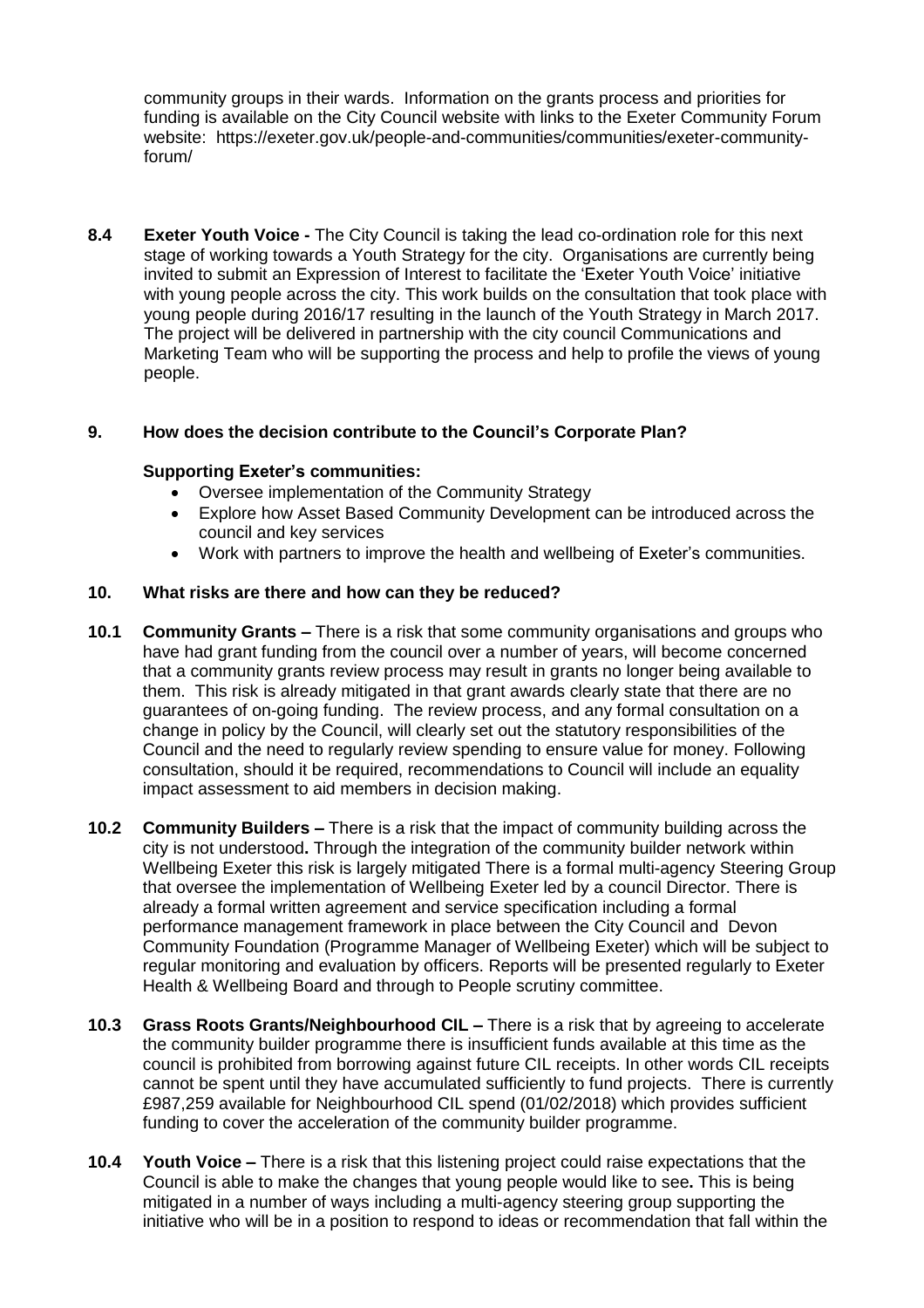community groups in their wards. Information on the grants process and priorities for funding is available on the City Council website with links to the Exeter Community Forum website: https://exeter.gov.uk/people-and-communities/communities/exeter-community-forum/

**8.4 Exeter Youth Voice -** The City Council is taking the lead co-ordination role for this next stage of working towards a Youth Strategy for the city. Organisations are currently being invited to submit an Expression of Interest to facilitate the 'Exeter Youth Voice' initiative with young people across the city. This work builds on the consultation that took place with young people during 2016/17 resulting in the launch of the Youth Strategy in March 2017. The project will be delivered in partnership with the city council Communications and Marketing Team who will be supporting the process and help to profile the views of young people.

## 9. How does the decision contribute to the Council's Corporate Plan?

**Supporting Exeter's communities:**

- Oversee implementation of the Community Strategy
- Explore how Asset Based Community Development can be introduced across the council and key services
- Work with partners to improve the health and wellbeing of Exeter's communities.

## 10. What risks are there and how can they be reduced?

**10.1 Community Grants –** There is a risk that some community organisations and groups who have had grant funding from the council over a number of years, will become concerned that a community grants review process may result in grants no longer being available to them. This risk is already mitigated in that grant awards clearly state that there are no guarantees of on-going funding. The review process, and any formal consultation on a change in policy by the Council, will clearly set out the statutory responsibilities of the Council and the need to regularly review spending to ensure value for money. Following consultation, should it be required, recommendations to Council will include an equality impact assessment to aid members in decision making.

**10.2 Community Builders –** There is a risk that the impact of community building across the city is not understood**.** Through the integration of the community builder network within Wellbeing Exeter this risk is largely mitigated There is a formal multi-agency Steering Group that oversee the implementation of Wellbeing Exeter led by a council Director. There is already a formal written agreement and service specification including a formal performance management framework in place between the City Council and Devon Community Foundation (Programme Manager of Wellbeing Exeter) which will be subject to regular monitoring and evaluation by officers. Reports will be presented regularly to Exeter Health & Wellbeing Board and through to People scrutiny committee.

**10.3 Grass Roots Grants/Neighbourhood CIL –** There is a risk that by agreeing to accelerate the community builder programme there is insufficient funds available at this time as the council is prohibited from borrowing against future CIL receipts. In other words CIL receipts cannot be spent until they have accumulated sufficiently to fund projects. There is currently £987,259 available for Neighbourhood CIL spend (01/02/2018) which provides sufficient funding to cover the acceleration of the community builder programme.

**10.4 Youth Voice –** There is a risk that this listening project could raise expectations that the Council is able to make the changes that young people would like to see**.** This is being mitigated in a number of ways including a multi-agency steering group supporting the initiative who will be in a position to respond to ideas or recommendation that fall within the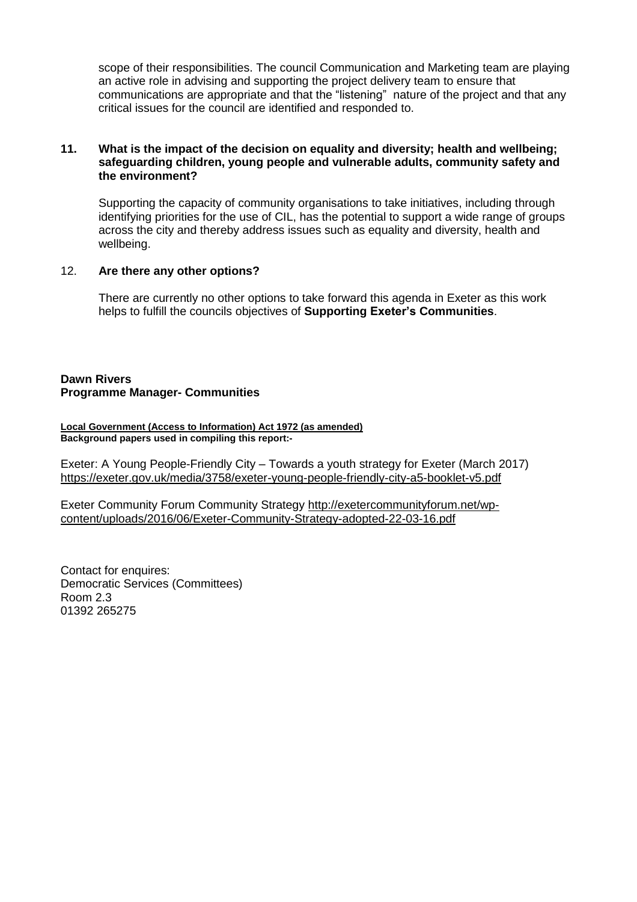scope of their responsibilities. The council Communication and Marketing team are playing an active role in advising and supporting the project delivery team to ensure that communications are appropriate and that the "listening" nature of the project and that any critical issues for the council are identified and responded to.

**11. What is the impact of the decision on equality and diversity; health and wellbeing; safeguarding children, young people and vulnerable adults, community safety and the environment?**

Supporting the capacity of community organisations to take initiatives, including through identifying priorities for the use of CIL, has the potential to support a wide range of groups across the city and thereby address issues such as equality and diversity, health and wellbeing.

12. **Are there any other options?**

There are currently no other options to take forward this agenda in Exeter as this work helps to fulfill the councils objectives of **Supporting Exeter's Communities**.

**Dawn Rivers**
**Programme Manager- Communities**

**Local Government (Access to Information) Act 1972 (as amended)**
**Background papers used in compiling this report:-**

Exeter: A Young People-Friendly City – Towards a youth strategy for Exeter (March 2017) https://exeter.gov.uk/media/3758/exeter-young-people-friendly-city-a5-booklet-v5.pdf

Exeter Community Forum Community Strategy http://exetercommunityforum.net/wp-content/uploads/2016/06/Exeter-Community-Strategy-adopted-22-03-16.pdf

Contact for enquires:
Democratic Services (Committees)
Room 2.3
01392 265275